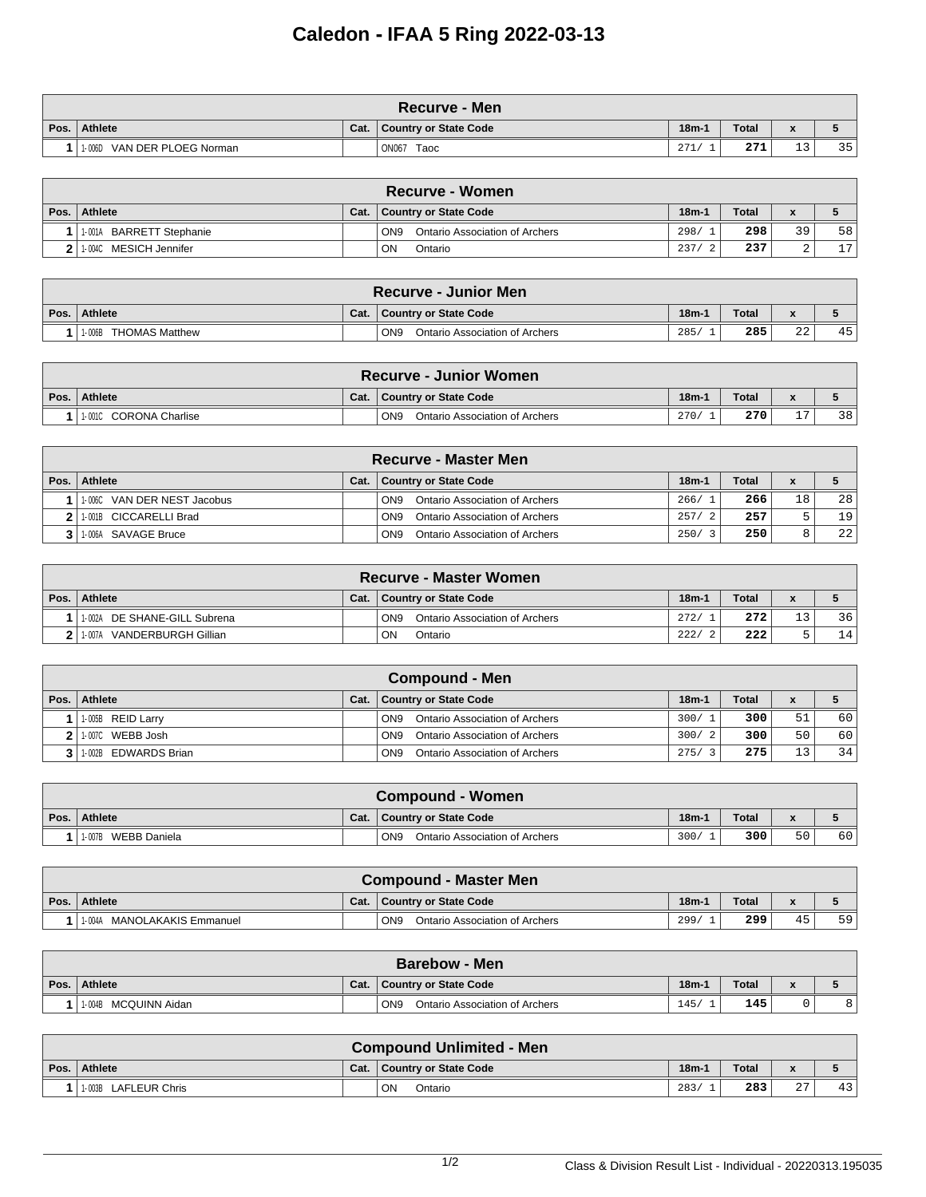# Caledon - IFAA 5 Ring 2022-03-13

| Recurve - Men | | | | | | | |
|---|---|---|---|---|---|---|---|
| Pos. | Athlete | Cat. | Country or State Code | 18m-1 | Total | x | 5 |
| 1 | 1-006D VAN DER PLOEG Norman | | ON067 Taoc | 271/ 1 | 271 | 13 | 35 |

| Recurve - Women | | | | | | | |
|---|---|---|---|---|---|---|---|
| Pos. | Athlete | Cat. | Country or State Code | 18m-1 | Total | x | 5 |
| 1 | 1-001A BARRETT Stephanie | | ON9 Ontario Association of Archers | 298/ 1 | 298 | 39 | 58 |
| 2 | 1-004C MESICH Jennifer | | ON Ontario | 237/ 2 | 237 | 2 | 17 |

| Recurve - Junior Men | | | | | | | |
|---|---|---|---|---|---|---|---|
| Pos. | Athlete | Cat. | Country or State Code | 18m-1 | Total | x | 5 |
| 1 | 1-006B THOMAS Matthew | | ON9 Ontario Association of Archers | 285/ 1 | 285 | 22 | 45 |

| Recurve - Junior Women | | | | | | | |
|---|---|---|---|---|---|---|---|
| Pos. | Athlete | Cat. | Country or State Code | 18m-1 | Total | x | 5 |
| 1 | 1-001C CORONA Charlise | | ON9 Ontario Association of Archers | 270/ 1 | 270 | 17 | 38 |

| Recurve - Master Men | | | | | | | |
|---|---|---|---|---|---|---|---|
| Pos. | Athlete | Cat. | Country or State Code | 18m-1 | Total | x | 5 |
| 1 | 1-006C VAN DER NEST Jacobus | | ON9 Ontario Association of Archers | 266/ 1 | 266 | 18 | 28 |
| 2 | 1-001B CICCARELLI Brad | | ON9 Ontario Association of Archers | 257/ 2 | 257 | 5 | 19 |
| 3 | 1-006A SAVAGE Bruce | | ON9 Ontario Association of Archers | 250/ 3 | 250 | 8 | 22 |

| Recurve - Master Women | | | | | | | |
|---|---|---|---|---|---|---|---|
| Pos. | Athlete | Cat. | Country or State Code | 18m-1 | Total | x | 5 |
| 1 | 1-002A DE SHANE-GILL Subrena | | ON9 Ontario Association of Archers | 272/ 1 | 272 | 13 | 36 |
| 2 | 1-007A VANDERBURGH Gillian | | ON Ontario | 222/ 2 | 222 | 5 | 14 |

| Compound - Men | | | | | | | |
|---|---|---|---|---|---|---|---|
| Pos. | Athlete | Cat. | Country or State Code | 18m-1 | Total | x | 5 |
| 1 | 1-005B REID Larry | | ON9 Ontario Association of Archers | 300/ 1 | 300 | 51 | 60 |
| 2 | 1-007C WEBB Josh | | ON9 Ontario Association of Archers | 300/ 2 | 300 | 50 | 60 |
| 3 | 1-002B EDWARDS Brian | | ON9 Ontario Association of Archers | 275/ 3 | 275 | 13 | 34 |

| Compound - Women | | | | | | | |
|---|---|---|---|---|---|---|---|
| Pos. | Athlete | Cat. | Country or State Code | 18m-1 | Total | x | 5 |
| 1 | 1-007B WEBB Daniela | | ON9 Ontario Association of Archers | 300/ 1 | 300 | 50 | 60 |

| Compound - Master Men | | | | | | | |
|---|---|---|---|---|---|---|---|
| Pos. | Athlete | Cat. | Country or State Code | 18m-1 | Total | x | 5 |
| 1 | 1-004A MANOLAKAKIS Emmanuel | | ON9 Ontario Association of Archers | 299/ 1 | 299 | 45 | 59 |

| Barebow - Men | | | | | | | |
|---|---|---|---|---|---|---|---|
| Pos. | Athlete | Cat. | Country or State Code | 18m-1 | Total | x | 5 |
| 1 | 1-004B MCQUINN Aidan | | ON9 Ontario Association of Archers | 145/ 1 | 145 | 0 | 8 |

| Compound Unlimited - Men | | | | | | | |
|---|---|---|---|---|---|---|---|
| Pos. | Athlete | Cat. | Country or State Code | 18m-1 | Total | x | 5 |
| 1 | 1-003B LAFLEUR Chris | | ON Ontario | 283/ 1 | 283 | 27 | 43 |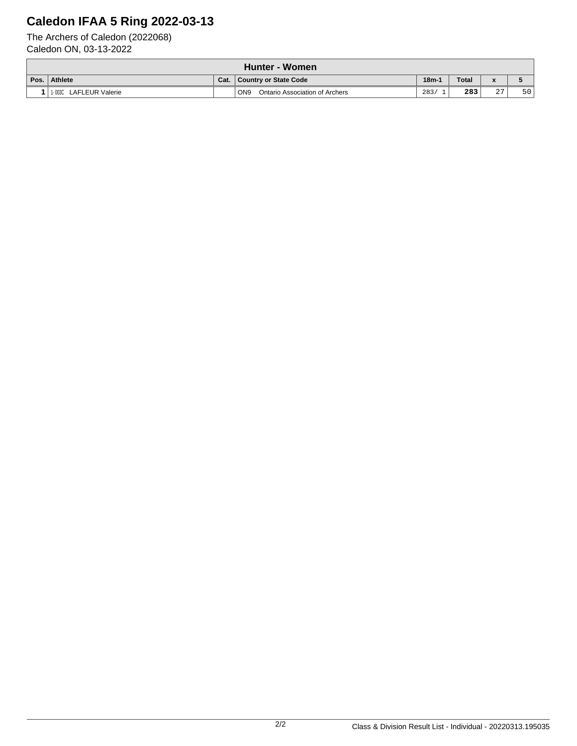# Caledon IFAA 5 Ring 2022-03-13

The Archers of Caledon (2022068)
Caledon ON, 03-13-2022

| Hunter - Women | | | | | | | |
|---|---|---|---|---|---|---|---|
| Pos. | Athlete | Cat. | Country or State Code | 18m-1 | Total | x | 5 |
| 1 | 1-003C LAFLEUR Valerie | | ON9 Ontario Association of Archers | 283/ 1 | 283 | 27 | 50 |

Class & Division Result List - Individual - 20220313.195035